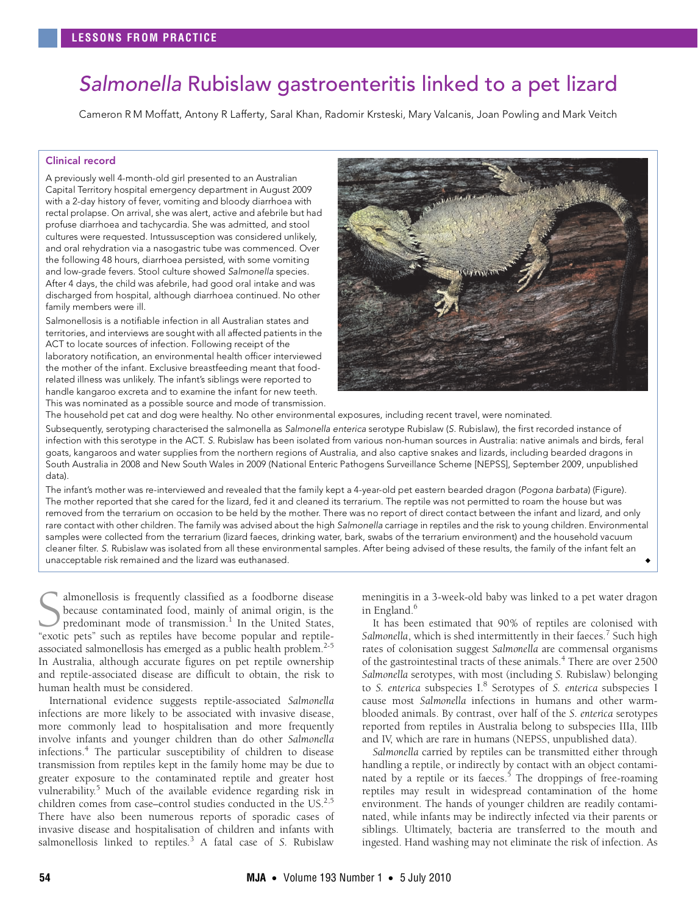LESSONS FROM PRACTICE

# *Salmonella* Rubislaw gastroenteritis linked to a pet lizard

Cameron R M Moffatt, Antony R Lafferty, Saral Khan, Radomir Krsteski, Mary Valcanis, Joan Powling and Mark Veitch

## Clinical record

A previously well 4-month-old girl presented to an Australian Capital Territory hospital emergency department in August 2009 with a 2-day history of fever, vomiting and bloody diarrhoea with rectal prolapse. On arrival, she was alert, active and afebrile but had profuse diarrhoea and tachycardia. She was admitted, and stool cultures were requested. Intussusception was considered unlikely, and oral rehydration via a nasogastric tube was commenced. Over the following 48 hours, diarrhoea persisted, with some vomiting and low-grade fevers. Stool culture showed *Salmonella* species. After 4 days, the child was afebrile, had good oral intake and was discharged from hospital, although diarrhoea continued. No other family members were ill.

Salmonellosis is a notifiable infection in all Australian states and territories, and interviews are sought with all affected patients in the ACT to locate sources of infection. Following receipt of the laboratory notification, an environmental health officer interviewed the mother of the infant. Exclusive breastfeeding meant that food-related illness was unlikely. The infant's siblings were reported to handle kangaroo excreta and to examine the infant for new teeth. This was nominated as a possible source and mode of transmission. The household pet cat and dog were healthy. No other environmental exposures, including recent travel, were nominated.

Subsequently, serotyping characterised the salmonella as *Salmonella enterica* serotype Rubislaw (*S.* Rubislaw), the first recorded instance of infection with this serotype in the ACT. *S.* Rubislaw has been isolated from various non-human sources in Australia: native animals and birds, feral goats, kangaroos and water supplies from the northern regions of Australia, and also captive snakes and lizards, including bearded dragons in South Australia in 2008 and New South Wales in 2009 (National Enteric Pathogens Surveillance Scheme [NEPSS], September 2009, unpublished data).

The infant's mother was re-interviewed and revealed that the family kept a 4-year-old pet eastern bearded dragon (*Pogona barbata*) (Figure). The mother reported that she cared for the lizard, fed it and cleaned its terrarium. The reptile was not permitted to roam the house but was removed from the terrarium on occasion to be held by the mother. There was no report of direct contact between the infant and lizard, and only rare contact with other children. The family was advised about the high *Salmonella* carriage in reptiles and the risk to young children. Environmental samples were collected from the terrarium (lizard faeces, drinking water, bark, swabs of the terrarium environment) and the household vacuum cleaner filter. *S.* Rubislaw was isolated from all these environmental samples. After being advised of these results, the family of the infant felt an unacceptable risk remained and the lizard was euthanased. ◆

Salmonellosis is frequently classified as a foodborne disease because contaminated food, mainly of animal origin, is the predominant mode of transmission.[1] In the United States, "exotic pets" such as reptiles have become popular and reptile-associated salmonellosis has emerged as a public health problem.[2-5] In Australia, although accurate figures on pet reptile ownership and reptile-associated disease are difficult to obtain, the risk to human health must be considered.

International evidence suggests reptile-associated *Salmonella* infections are more likely to be associated with invasive disease, more commonly lead to hospitalisation and more frequently involve infants and younger children than do other *Salmonella* infections.[4] The particular susceptibility of children to disease transmission from reptiles kept in the family home may be due to greater exposure to the contaminated reptile and greater host vulnerability.[5] Much of the available evidence regarding risk in children comes from case–control studies conducted in the US.[2,5] There have also been numerous reports of sporadic cases of invasive disease and hospitalisation of children and infants with salmonellosis linked to reptiles.[3] A fatal case of *S.* Rubislaw meningitis in a 3-week-old baby was linked to a pet water dragon in England.[6]

It has been estimated that 90% of reptiles are colonised with *Salmonella*, which is shed intermittently in their faeces.[7] Such high rates of colonisation suggest *Salmonella* are commensal organisms of the gastrointestinal tracts of these animals.[4] There are over 2500 *Salmonella* serotypes, with most (including *S.* Rubislaw) belonging to *S. enterica* subspecies I.[8] Serotypes of *S. enterica* subspecies I cause most *Salmonella* infections in humans and other warm-blooded animals. By contrast, over half of the *S. enterica* serotypes reported from reptiles in Australia belong to subspecies IIIa, IIIb and IV, which are rare in humans (NEPSS, unpublished data).

*Salmonella* carried by reptiles can be transmitted either through handling a reptile, or indirectly by contact with an object contaminated by a reptile or its faeces.[5] The droppings of free-roaming reptiles may result in widespread contamination of the home environment. The hands of younger children are readily contaminated, while infants may be indirectly infected via their parents or siblings. Ultimately, bacteria are transferred to the mouth and ingested. Hand washing may not eliminate the risk of infection. As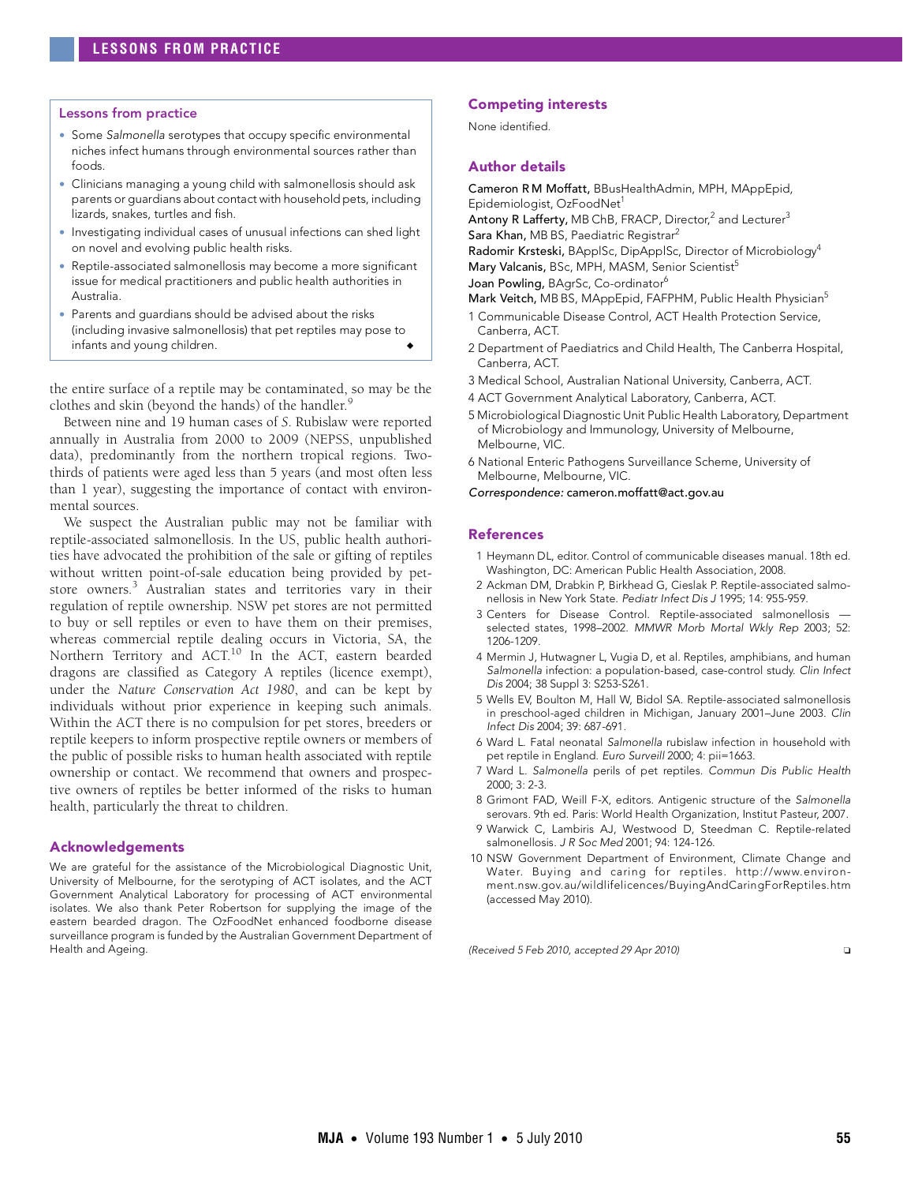### Lessons from practice

- Some *Salmonella* serotypes that occupy specific environmental niches infect humans through environmental sources rather than foods.
- Clinicians managing a young child with salmonellosis should ask parents or guardians about contact with household pets, including lizards, snakes, turtles and fish.
- Investigating individual cases of unusual infections can shed light on novel and evolving public health risks.
- Reptile-associated salmonellosis may become a more significant issue for medical practitioners and public health authorities in Australia.
- Parents and guardians should be advised about the risks (including invasive salmonellosis) that pet reptiles may pose to infants and young children. ◆

the entire surface of a reptile may be contaminated, so may be the clothes and skin (beyond the hands) of the handler.[9]

Between nine and 19 human cases of *S.* Rubislaw were reported annually in Australia from 2000 to 2009 (NEPSS, unpublished data), predominantly from the northern tropical regions. Two-thirds of patients were aged less than 5 years (and most often less than 1 year), suggesting the importance of contact with environmental sources.

We suspect the Australian public may not be familiar with reptile-associated salmonellosis. In the US, public health authorities have advocated the prohibition of the sale or gifting of reptiles without written point-of-sale education being provided by pet-store owners.[3] Australian states and territories vary in their regulation of reptile ownership. NSW pet stores are not permitted to buy or sell reptiles or even to have them on their premises, whereas commercial reptile dealing occurs in Victoria, SA, the Northern Territory and ACT.[10] In the ACT, eastern bearded dragons are classified as Category A reptiles (licence exempt), under the *Nature Conservation Act 1980*, and can be kept by individuals without prior experience in keeping such animals. Within the ACT there is no compulsion for pet stores, breeders or reptile keepers to inform prospective reptile owners or members of the public of possible risks to human health associated with reptile ownership or contact. We recommend that owners and prospective owners of reptiles be better informed of the risks to human health, particularly the threat to children.

## Acknowledgements

We are grateful for the assistance of the Microbiological Diagnostic Unit, University of Melbourne, for the serotyping of ACT isolates, and the ACT Government Analytical Laboratory for processing of ACT environmental isolates. We also thank Peter Robertson for supplying the image of the eastern bearded dragon. The OzFoodNet enhanced foodborne disease surveillance program is funded by the Australian Government Department of Health and Ageing.

## Competing interests

None identified.

## Author details

**Cameron R M Moffatt,** BBusHealthAdmin, MPH, MAppEpid, Epidemiologist, OzFoodNet[1]
**Antony R Lafferty,** MB ChB, FRACP, Director,[2] and Lecturer[3]
**Sara Khan,** MB BS, Paediatric Registrar[2]
**Radomir Krsteski,** BApplSc, DipApplSc, Director of Microbiology[4]
**Mary Valcanis,** BSc, MPH, MASM, Senior Scientist[5]
**Joan Powling,** BAgrSc, Co-ordinator[6]
**Mark Veitch,** MB BS, MAppEpid, FAFPHM, Public Health Physician[5]

1 Communicable Disease Control, ACT Health Protection Service, Canberra, ACT.
2 Department of Paediatrics and Child Health, The Canberra Hospital, Canberra, ACT.
3 Medical School, Australian National University, Canberra, ACT.
4 ACT Government Analytical Laboratory, Canberra, ACT.
5 Microbiological Diagnostic Unit Public Health Laboratory, Department of Microbiology and Immunology, University of Melbourne, Melbourne, VIC.
6 National Enteric Pathogens Surveillance Scheme, University of Melbourne, Melbourne, VIC.

*Correspondence:* cameron.moffatt@act.gov.au

## References

1. Heymann DL, editor. Control of communicable diseases manual. 18th ed. Washington, DC: American Public Health Association, 2008.
2. Ackman DM, Drabkin P, Birkhead G, Cieslak P. Reptile-associated salmonellosis in New York State. *Pediatr Infect Dis J* 1995; 14: 955-959.
3. Centers for Disease Control. Reptile-associated salmonellosis — selected states, 1998–2002. *MMWR Morb Mortal Wkly Rep* 2003; 52: 1206-1209.
4. Mermin J, Hutwagner L, Vugia D, et al. Reptiles, amphibians, and human *Salmonella* infection: a population-based, case-control study. *Clin Infect Dis* 2004; 38 Suppl 3: S253-S261.
5. Wells EV, Boulton M, Hall W, Bidol SA. Reptile-associated salmonellosis in preschool-aged children in Michigan, January 2001–June 2003. *Clin Infect Dis* 2004; 39: 687-691.
6. Ward L. Fatal neonatal *Salmonella* rubislaw infection in household with pet reptile in England. *Euro Surveill* 2000; 4: pii=1663.
7. Ward L. *Salmonella* perils of pet reptiles. *Commun Dis Public Health* 2000; 3: 2-3.
8. Grimont FAD, Weill F-X, editors. Antigenic structure of the *Salmonella* serovars. 9th ed. Paris: World Health Organization, Institut Pasteur, 2007.
9. Warwick C, Lambiris AJ, Westwood D, Steedman C. Reptile-related salmonellosis. *J R Soc Med* 2001; 94: 124-126.
10. NSW Government Department of Environment, Climate Change and Water. Buying and caring for reptiles. http://www.environment.nsw.gov.au/wildlifelicences/BuyingAndCaringForReptiles.htm (accessed May 2010).

*(Received 5 Feb 2010, accepted 29 Apr 2010)* ❑